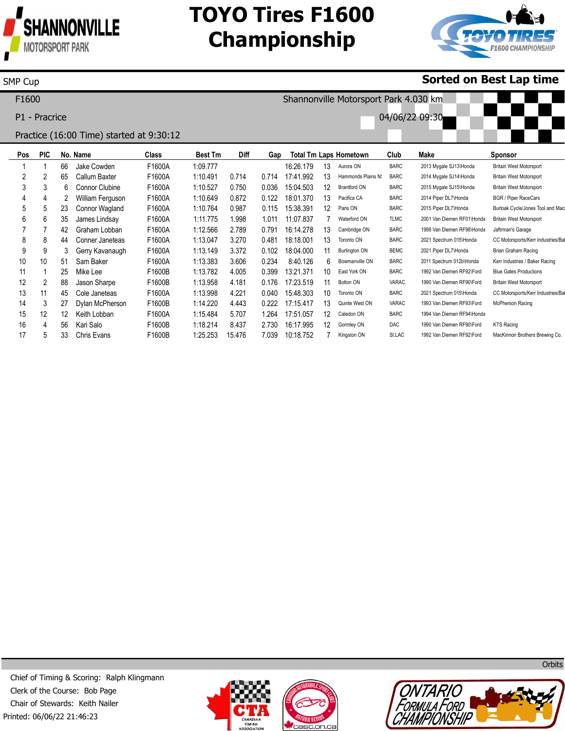# TOYO Tires F1600 Championship

SMP Cup

**Sorted on Best Lap time**

F1600

Shannonville Motorsport Park 4.030 km

P1 - Pracrice

04/06/22 09:30

Practice (16:00 Time) started at 9:30:12

| Pos | PIC | No. | Name | Class | Best Tm | Diff | Gap | Total Tm | Laps | Hometown | Club | Make | Sponsor |
|---|---|---|---|---|---|---|---|---|---|---|---|---|---|
| 1 | 1 | 66 | Jake Cowden | F1600A | 1:09.777 | | | 16:26.179 | 13 | Aurora ON | BARC | 2013 Mygale SJ13\Honda | Britain West Motorsport |
| 2 | 2 | 65 | Callum Baxter | F1600A | 1:10.491 | 0.714 | 0.714 | 17:41.992 | 13 | Hammonds Plains N: | BARC | 2014 Mygale SJ14\Honda | Britain West Motorsport |
| 3 | 3 | 6 | Connor Clubine | F1600A | 1:10.527 | 0.750 | 0.036 | 15:04.503 | 12 | Brantford ON | BARC | 2015 Mygale SJ15\Honda | Britain West Motorsport |
| 4 | 4 | 2 | William Ferguson | F1600A | 1:10.649 | 0.872 | 0.122 | 18:01.370 | 13 | Pacifica CA | BARC | 2014 Piper DL7\Honda | BGR / Piper RaceCars |
| 5 | 5 | 23 | Connor Wagland | F1600A | 1:10.764 | 0.987 | 0.115 | 15:38.391 | 12 | Paris ON | BARC | 2015 Piper DL7\Honda | Burloak Cycle/Jones Tool and Mac |
| 6 | 6 | 35 | James Lindsay | F1600A | 1:11.775 | 1.998 | 1.011 | 11:07.837 | 7 | Waterford ON | TLMC | 2001 Van Diemen RF01\Honda | Britain West Motorsport |
| 7 | 7 | 42 | Graham Lobban | F1600A | 1:12.566 | 2.789 | 0.791 | 16:14.278 | 13 | Cambridge ON | BARC | 1998 Van Diemen RF98\Honda | Jaftrman's Garage |
| 8 | 8 | 44 | Conner Janeteas | F1600A | 1:13.047 | 3.270 | 0.481 | 18:18.001 | 13 | Toronto ON | BARC | 2021 Spectrum 015\Honda | CC Motorsports/Kerr Industries/Bal |
| 9 | 9 | 3 | Gerry Kavanaugh | F1600A | 1:13.149 | 3.372 | 0.102 | 18:04.000 | 11 | Burlington ON | BEMC | 2021 Piper DL7\Honda | Brian Graham Racing |
| 10 | 10 | 51 | Sam Baker | F1600A | 1:13.383 | 3.606 | 0.234 | 8:40.126 | 6 | Bowmanville ON | BARC | 2011 Spectrum 012b\Honda | Kerr Industries / Baker Racing |
| 11 | 1 | 25 | Mike Lee | F1600B | 1:13.782 | 4.005 | 0.399 | 13:21.371 | 10 | East York ON | BARC | 1992 Van Diemen RF92\Ford | Blue Gates Productions |
| 12 | 2 | 88 | Jason Sharpe | F1600B | 1:13.958 | 4.181 | 0.176 | 17:23.519 | 11 | Bolton ON | VARAC | 1990 Van Diemen RF90\Ford | Britain West Motorsport |
| 13 | 11 | 45 | Cole Janeteas | F1600A | 1:13.998 | 4.221 | 0.040 | 15:48.303 | 10 | Toronto ON | BARC | 2021 Spectrum 015\Honda | CC Motorsports/Kerr Industries/Bal |
| 14 | 3 | 27 | Dylan McPherson | F1600B | 1:14.220 | 4.443 | 0.222 | 17:15.417 | 13 | Quinte West ON | VARAC | 1993 Van Diemen RF93\Ford | McPherson Racing |
| 15 | 12 | 12 | Keith Lobban | F1600A | 1:15.484 | 5.707 | 1.264 | 17:51.057 | 12 | Caledon ON | BARC | 1994 Van Diemen RF94\Honda | |
| 16 | 4 | 56 | Kari Salo | F1600B | 1:18.214 | 8.437 | 2.730 | 16:17.995 | 12 | Gormley ON | DAC | 1990 Van Diemen RF90\Ford | KTS Racing |
| 17 | 5 | 33 | Chris Evans | F1600B | 1:25.253 | 15.476 | 7.039 | 10:18.752 | 7 | Kingston ON | St.LAC | 1992 Van Diemen RF92\Ford | MacKinnon Brothers Brewing Co. |

Orbits

Chief of Timing & Scoring: Ralph Klingmann
Clerk of the Course: Bob Page
Chair of Stewards: Keith Nailer
Printed: 06/06/22 21:46:23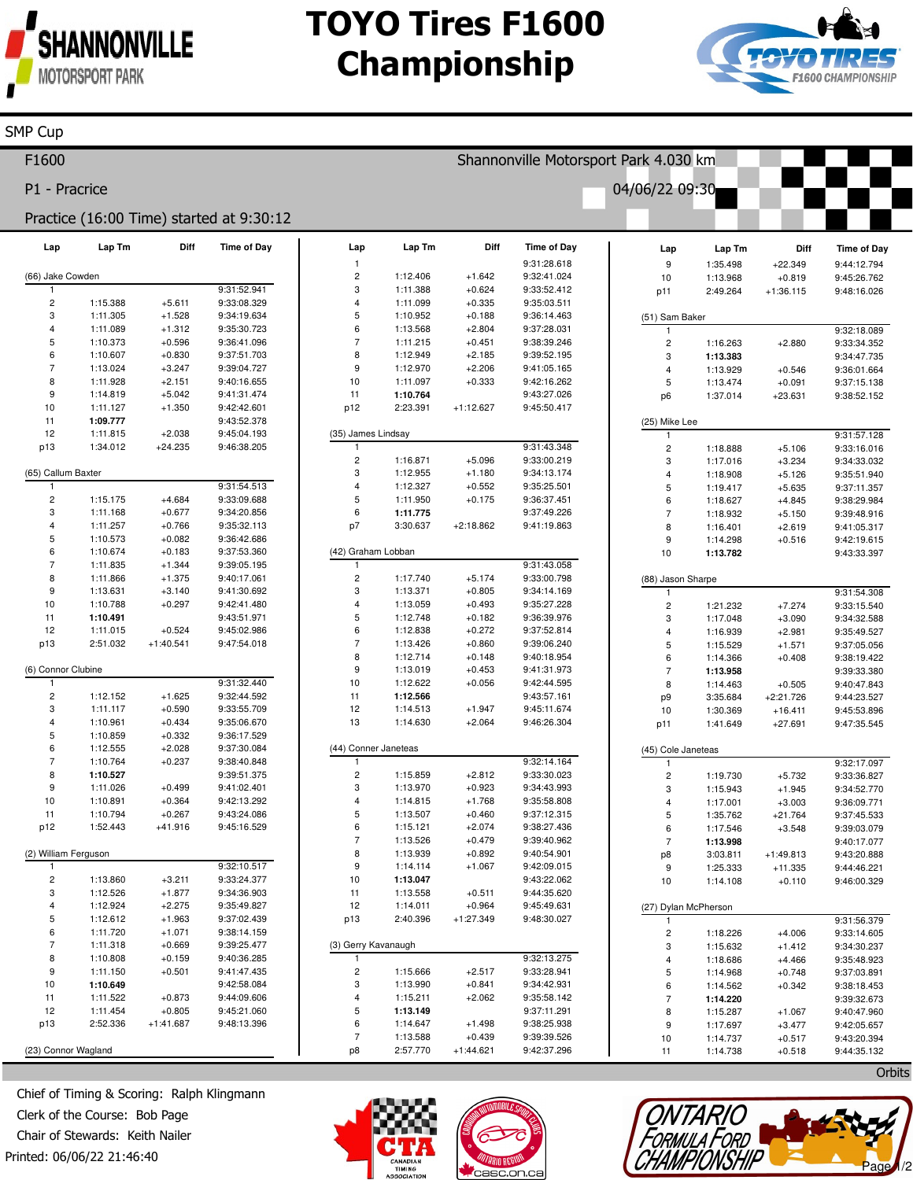# TOYO Tires F1600 Championship

SMP Cup

F1600 — Shannonville Motorsport Park 4.030 km

P1 - Pracrice — 04/06/22 09:30

Practice (16:00 Time) started at 9:30:12

### (66) Jake Cowden

| Lap | Lap Tm | Diff | Time of Day |
|---|---|---|---|
| 1 | | | 9:31:52.941 |
| 2 | 1:15.388 | +5.611 | 9:33:08.329 |
| 3 | 1:11.305 | +1.528 | 9:34:19.634 |
| 4 | 1:11.089 | +1.312 | 9:35:30.723 |
| 5 | 1:10.373 | +0.596 | 9:36:41.096 |
| 6 | 1:10.607 | +0.830 | 9:37:51.703 |
| 7 | 1:13.024 | +3.247 | 9:39:04.727 |
| 8 | 1:11.928 | +2.151 | 9:40:16.655 |
| 9 | 1:14.819 | +5.042 | 9:41:31.474 |
| 10 | 1:11.127 | +1.350 | 9:42:42.601 |
| 11 | **1:09.777** | | 9:43:52.378 |
| 12 | 1:11.815 | +2.038 | 9:45:04.193 |
| p13 | 1:34.012 | +24.235 | 9:46:38.205 |

### (65) Callum Baxter

| Lap | Lap Tm | Diff | Time of Day |
|---|---|---|---|
| 1 | | | 9:31:54.513 |
| 2 | 1:15.175 | +4.684 | 9:33:09.688 |
| 3 | 1:11.168 | +0.677 | 9:34:20.856 |
| 4 | 1:11.257 | +0.766 | 9:35:32.113 |
| 5 | 1:10.573 | +0.082 | 9:36:42.686 |
| 6 | 1:10.674 | +0.183 | 9:37:53.360 |
| 7 | 1:11.835 | +1.344 | 9:39:05.195 |
| 8 | 1:11.866 | +1.375 | 9:40:17.061 |
| 9 | 1:13.631 | +3.140 | 9:41:30.692 |
| 10 | 1:10.788 | +0.297 | 9:42:41.480 |
| 11 | **1:10.491** | | 9:43:51.971 |
| 12 | 1:11.015 | +0.524 | 9:45:02.986 |
| p13 | 2:51.032 | +1:40.541 | 9:47:54.018 |

### (6) Connor Clubine

| Lap | Lap Tm | Diff | Time of Day |
|---|---|---|---|
| 1 | | | 9:31:32.440 |
| 2 | 1:12.152 | +1.625 | 9:32:44.592 |
| 3 | 1:11.117 | +0.590 | 9:33:55.709 |
| 4 | 1:10.961 | +0.434 | 9:35:06.670 |
| 5 | 1:10.859 | +0.332 | 9:36:17.529 |
| 6 | 1:12.555 | +2.028 | 9:37:30.084 |
| 7 | 1:10.764 | +0.237 | 9:38:40.848 |
| 8 | **1:10.527** | | 9:39:51.375 |
| 9 | 1:11.026 | +0.499 | 9:41:02.401 |
| 10 | 1:10.891 | +0.364 | 9:42:13.292 |
| 11 | 1:10.794 | +0.267 | 9:43:24.086 |
| p12 | 1:52.443 | +41.916 | 9:45:16.529 |

### (2) William Ferguson

| Lap | Lap Tm | Diff | Time of Day |
|---|---|---|---|
| 1 | | | 9:32:10.517 |
| 2 | 1:13.860 | +3.211 | 9:33:24.377 |
| 3 | 1:12.526 | +1.877 | 9:34:36.903 |
| 4 | 1:12.924 | +2.275 | 9:35:49.827 |
| 5 | 1:12.612 | +1.963 | 9:37:02.439 |
| 6 | 1:11.720 | +1.071 | 9:38:14.159 |
| 7 | 1:11.318 | +0.669 | 9:39:25.477 |
| 8 | 1:10.808 | +0.159 | 9:40:36.285 |
| 9 | 1:11.150 | +0.501 | 9:41:47.435 |
| 10 | **1:10.649** | | 9:42:58.084 |
| 11 | 1:11.522 | +0.873 | 9:44:09.606 |
| 12 | 1:11.454 | +0.805 | 9:45:21.060 |
| p13 | 2:52.336 | +1:41.687 | 9:48:13.396 |

### (23) Connor Wagland

| Lap | Lap Tm | Diff | Time of Day |
|---|---|---|---|
| 1 | | | 9:31:28.618 |
| 2 | 1:12.406 | +1.642 | 9:32:41.024 |
| 3 | 1:11.388 | +0.624 | 9:33:52.412 |
| 4 | 1:11.099 | +0.335 | 9:35:03.511 |
| 5 | 1:10.952 | +0.188 | 9:36:14.463 |
| 6 | 1:13.568 | +2.804 | 9:37:28.031 |
| 7 | 1:11.215 | +0.451 | 9:38:39.246 |
| 8 | 1:12.949 | +2.185 | 9:39:52.195 |
| 9 | 1:12.970 | +2.206 | 9:41:05.165 |
| 10 | 1:11.097 | +0.333 | 9:42:16.262 |
| 11 | **1:10.764** | | 9:43:27.026 |
| p12 | 2:23.391 | +1:12.627 | 9:45:50.417 |

### (35) James Lindsay

| Lap | Lap Tm | Diff | Time of Day |
|---|---|---|---|
| 1 | | | 9:31:43.348 |
| 2 | 1:16.871 | +5.096 | 9:33:00.219 |
| 3 | 1:12.955 | +1.180 | 9:34:13.174 |
| 4 | 1:12.327 | +0.552 | 9:35:25.501 |
| 5 | 1:11.950 | +0.175 | 9:36:37.451 |
| 6 | **1:11.775** | | 9:37:49.226 |
| p7 | 3:30.637 | +2:18.862 | 9:41:19.863 |

### (42) Graham Lobban

| Lap | Lap Tm | Diff | Time of Day |
|---|---|---|---|
| 1 | | | 9:31:43.058 |
| 2 | 1:17.740 | +5.174 | 9:33:00.798 |
| 3 | 1:13.371 | +0.805 | 9:34:14.169 |
| 4 | 1:13.059 | +0.493 | 9:35:27.228 |
| 5 | 1:12.748 | +0.182 | 9:36:39.976 |
| 6 | 1:12.838 | +0.272 | 9:37:52.814 |
| 7 | 1:13.426 | +0.860 | 9:39:06.240 |
| 8 | 1:12.714 | +0.148 | 9:40:18.954 |
| 9 | 1:13.019 | +0.453 | 9:41:31.973 |
| 10 | 1:12.622 | +0.056 | 9:42:44.595 |
| 11 | **1:12.566** | | 9:43:57.161 |
| 12 | 1:14.513 | +1.947 | 9:45:11.674 |
| 13 | 1:14.630 | +2.064 | 9:46:26.304 |

### (44) Conner Janeteas

| Lap | Lap Tm | Diff | Time of Day |
|---|---|---|---|
| 1 | | | 9:32:14.164 |
| 2 | 1:15.859 | +2.812 | 9:33:30.023 |
| 3 | 1:13.970 | +0.923 | 9:34:43.993 |
| 4 | 1:14.815 | +1.768 | 9:35:58.808 |
| 5 | 1:13.507 | +0.460 | 9:37:12.315 |
| 6 | 1:15.121 | +2.074 | 9:38:27.436 |
| 7 | 1:13.526 | +0.479 | 9:39:40.962 |
| 8 | 1:13.939 | +0.892 | 9:40:54.901 |
| 9 | 1:14.114 | +1.067 | 9:42:09.015 |
| 10 | **1:13.047** | | 9:43:22.062 |
| 11 | 1:13.558 | +0.511 | 9:44:35.620 |
| 12 | 1:14.011 | +0.964 | 9:45:49.631 |
| p13 | 2:40.396 | +1:27.349 | 9:48:30.027 |

### (3) Gerry Kavanaugh

| Lap | Lap Tm | Diff | Time of Day |
|---|---|---|---|
| 1 | | | 9:32:13.275 |
| 2 | 1:15.666 | +2.517 | 9:33:28.941 |
| 3 | 1:13.990 | +0.841 | 9:34:42.931 |
| 4 | 1:15.211 | +2.062 | 9:35:58.142 |
| 5 | **1:13.149** | | 9:37:11.291 |
| 6 | 1:14.647 | +1.498 | 9:38:25.938 |
| 7 | 1:13.588 | +0.439 | 9:39:39.526 |
| p8 | 2:57.770 | +1:44.621 | 9:42:37.296 |
| 9 | 1:35.498 | +22.349 | 9:44:12.794 |
| 10 | 1:13.968 | +0.819 | 9:45:26.762 |
| p11 | 2:49.264 | +1:36.115 | 9:48:16.026 |

### (51) Sam Baker

| Lap | Lap Tm | Diff | Time of Day |
|---|---|---|---|
| 1 | | | 9:32:18.089 |
| 2 | 1:16.263 | +2.880 | 9:33:34.352 |
| 3 | **1:13.383** | | 9:34:47.735 |
| 4 | 1:13.929 | +0.546 | 9:36:01.664 |
| 5 | 1:13.474 | +0.091 | 9:37:15.138 |
| p6 | 1:37.014 | +23.631 | 9:38:52.152 |

### (25) Mike Lee

| Lap | Lap Tm | Diff | Time of Day |
|---|---|---|---|
| 1 | | | 9:31:57.128 |
| 2 | 1:18.888 | +5.106 | 9:33:16.016 |
| 3 | 1:17.016 | +3.234 | 9:34:33.032 |
| 4 | 1:18.908 | +5.126 | 9:35:51.940 |
| 5 | 1:19.417 | +5.635 | 9:37:11.357 |
| 6 | 1:18.627 | +4.845 | 9:38:29.984 |
| 7 | 1:18.932 | +5.150 | 9:39:48.916 |
| 8 | 1:16.401 | +2.619 | 9:41:05.317 |
| 9 | 1:14.298 | +0.516 | 9:42:19.615 |
| 10 | **1:13.782** | | 9:43:33.397 |

### (88) Jason Sharpe

| Lap | Lap Tm | Diff | Time of Day |
|---|---|---|---|
| 1 | | | 9:31:54.308 |
| 2 | 1:21.232 | +7.274 | 9:33:15.540 |
| 3 | 1:17.048 | +3.090 | 9:34:32.588 |
| 4 | 1:16.939 | +2.981 | 9:35:49.527 |
| 5 | 1:15.529 | +1.571 | 9:37:05.056 |
| 6 | 1:14.366 | +0.408 | 9:38:19.422 |
| 7 | **1:13.958** | | 9:39:33.380 |
| 8 | 1:14.463 | +0.505 | 9:40:47.843 |
| p9 | 3:35.684 | +2:21.726 | 9:44:23.527 |
| 10 | 1:30.369 | +16.411 | 9:45:53.896 |
| p11 | 1:41.649 | +27.691 | 9:47:35.545 |

### (45) Cole Janeteas

| Lap | Lap Tm | Diff | Time of Day |
|---|---|---|---|
| 1 | | | 9:32:17.097 |
| 2 | 1:19.730 | +5.732 | 9:33:36.827 |
| 3 | 1:15.943 | +1.945 | 9:34:52.770 |
| 4 | 1:17.001 | +3.003 | 9:36:09.771 |
| 5 | 1:35.762 | +21.764 | 9:37:45.533 |
| 6 | 1:17.546 | +3.548 | 9:39:03.079 |
| 7 | **1:13.998** | | 9:40:17.077 |
| p8 | 3:03.811 | +1:49.813 | 9:43:20.888 |
| 9 | 1:25.333 | +11.335 | 9:44:46.221 |
| 10 | 1:14.108 | +0.110 | 9:46:00.329 |

### (27) Dylan McPherson

| Lap | Lap Tm | Diff | Time of Day |
|---|---|---|---|
| 1 | | | 9:31:56.379 |
| 2 | 1:18.226 | +4.006 | 9:33:14.605 |
| 3 | 1:15.632 | +1.412 | 9:34:30.237 |
| 4 | 1:18.686 | +4.466 | 9:35:48.923 |
| 5 | 1:14.968 | +0.748 | 9:37:03.891 |
| 6 | 1:14.562 | +0.342 | 9:38:18.453 |
| 7 | **1:14.220** | | 9:39:32.673 |
| 8 | 1:15.287 | +1.067 | 9:40:47.960 |
| 9 | 1:17.697 | +3.477 | 9:42:05.657 |
| 10 | 1:14.737 | +0.517 | 9:43:20.394 |
| 11 | 1:14.738 | +0.518 | 9:44:35.132 |

Orbits

Chief of Timing & Scoring: Ralph Klingmann
Clerk of the Course: Bob Page
Chair of Stewards: Keith Nailer
Printed: 06/06/22 21:46:40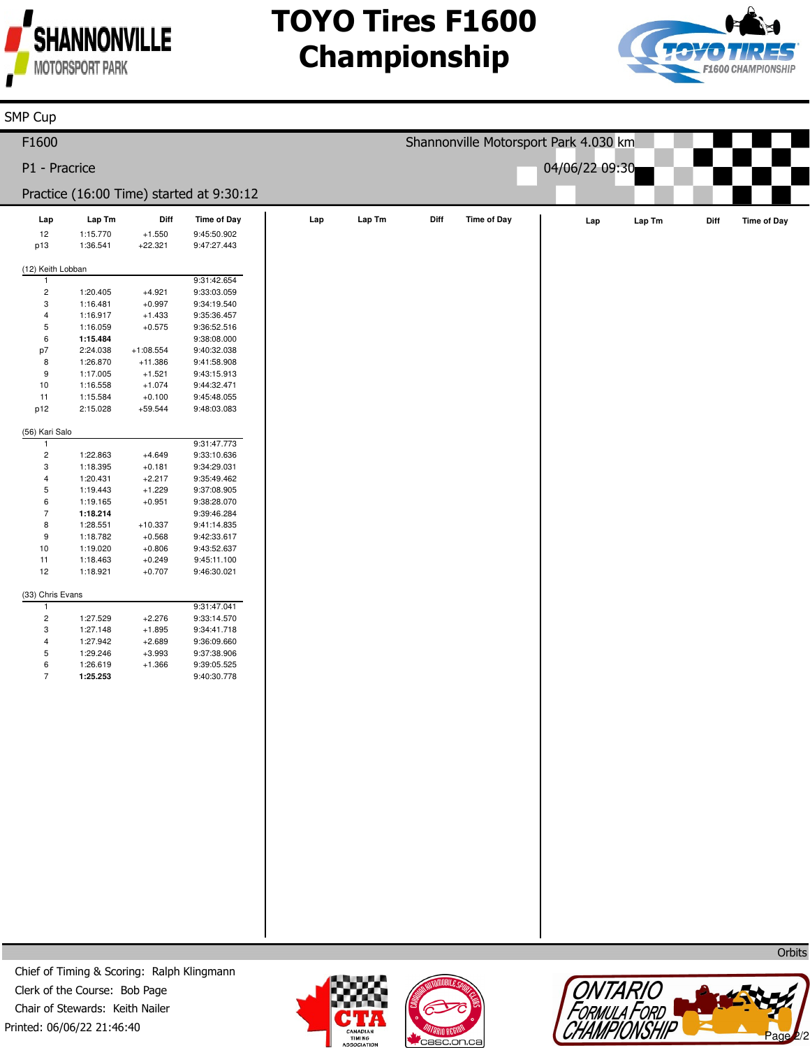# TOYO Tires F1600 Championship

SMP Cup

F1600

Shannonville Motorsport Park 4.030 km

P1 - Pracrice

04/06/22 09:30

Practice (16:00 Time) started at 9:30:12

| Lap | Lap Tm | Diff | Time of Day |
|---|---|---|---|
| 12 | 1:15.770 | +1.550 | 9:45:50.902 |
| p13 | 1:36.541 | +22.321 | 9:47:27.443 |

(12) Keith Lobban

| Lap | Lap Tm | Diff | Time of Day |
|---|---|---|---|
| 1 | | | 9:31:42.654 |
| 2 | 1:20.405 | +4.921 | 9:33:03.059 |
| 3 | 1:16.481 | +0.997 | 9:34:19.540 |
| 4 | 1:16.917 | +1.433 | 9:35:36.457 |
| 5 | 1:16.059 | +0.575 | 9:36:52.516 |
| 6 | **1:15.484** | | 9:38:08.000 |
| p7 | 2:24.038 | +1:08.554 | 9:40:32.038 |
| 8 | 1:26.870 | +11.386 | 9:41:58.908 |
| 9 | 1:17.005 | +1.521 | 9:43:15.913 |
| 10 | 1:16.558 | +1.074 | 9:44:32.471 |
| 11 | 1:15.584 | +0.100 | 9:45:48.055 |
| p12 | 2:15.028 | +59.544 | 9:48:03.083 |

(56) Kari Salo

| Lap | Lap Tm | Diff | Time of Day |
|---|---|---|---|
| 1 | | | 9:31:47.773 |
| 2 | 1:22.863 | +4.649 | 9:33:10.636 |
| 3 | 1:18.395 | +0.181 | 9:34:29.031 |
| 4 | 1:20.431 | +2.217 | 9:35:49.462 |
| 5 | 1:19.443 | +1.229 | 9:37:08.905 |
| 6 | 1:19.165 | +0.951 | 9:38:28.070 |
| 7 | **1:18.214** | | 9:39:46.284 |
| 8 | 1:28.551 | +10.337 | 9:41:14.835 |
| 9 | 1:18.782 | +0.568 | 9:42:33.617 |
| 10 | 1:19.020 | +0.806 | 9:43:52.637 |
| 11 | 1:18.463 | +0.249 | 9:45:11.100 |
| 12 | 1:18.921 | +0.707 | 9:46:30.021 |

(33) Chris Evans

| Lap | Lap Tm | Diff | Time of Day |
|---|---|---|---|
| 1 | | | 9:31:47.041 |
| 2 | 1:27.529 | +2.276 | 9:33:14.570 |
| 3 | 1:27.148 | +1.895 | 9:34:41.718 |
| 4 | 1:27.942 | +2.689 | 9:36:09.660 |
| 5 | 1:29.246 | +3.993 | 9:37:38.906 |
| 6 | 1:26.619 | +1.366 | 9:39:05.525 |
| 7 | **1:25.253** | | 9:40:30.778 |

Orbits

Chief of Timing & Scoring: Ralph Klingmann
Clerk of the Course: Bob Page
Chair of Stewards: Keith Nailer
Printed: 06/06/22 21:46:40